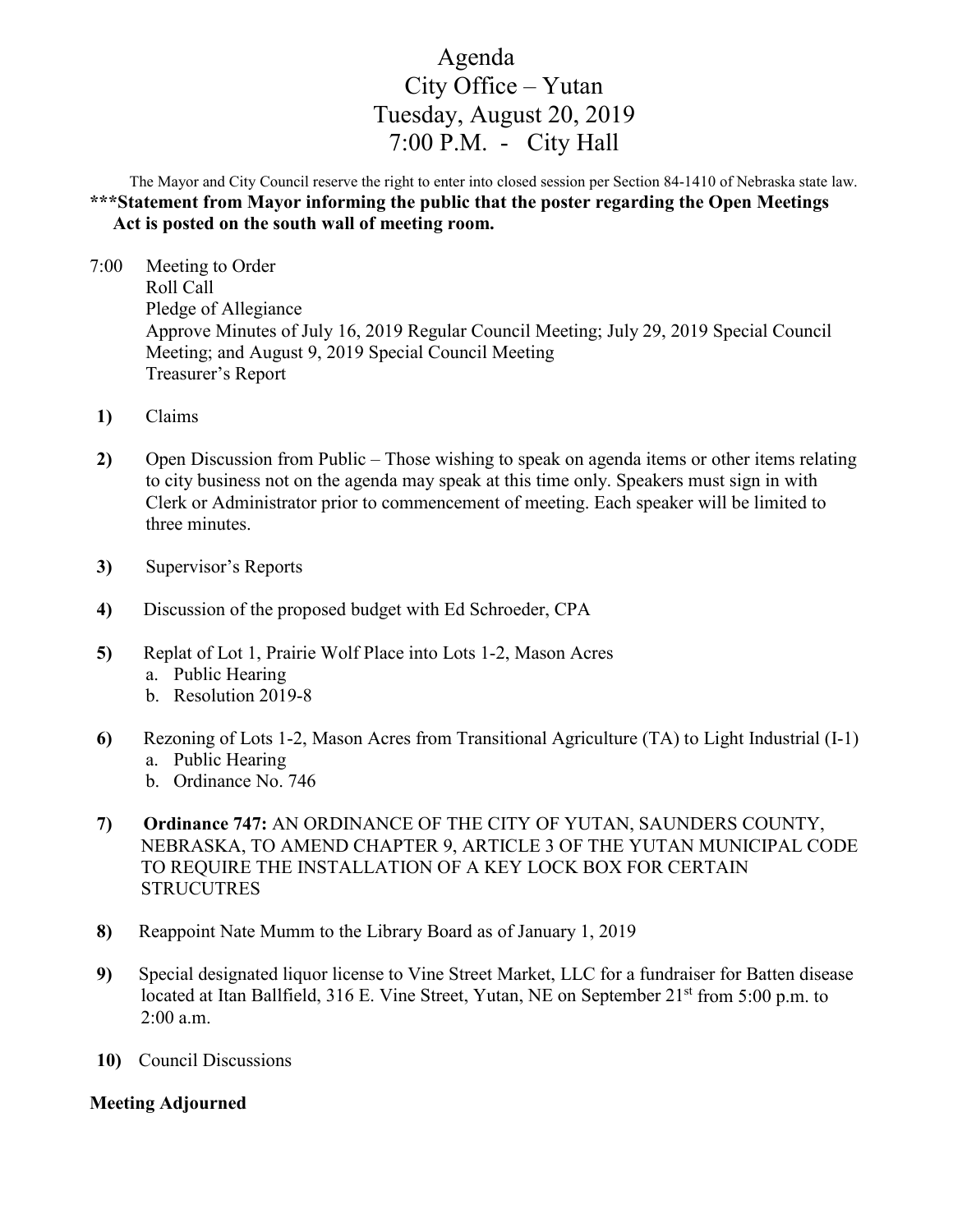# Agenda
## City Office – Yutan
## Tuesday, August 20, 2019
## 7:00 P.M. - City Hall

The Mayor and City Council reserve the right to enter into closed session per Section 84-1410 of Nebraska state law.

**\*\*\*Statement from Mayor informing the public that the poster regarding the Open Meetings Act is posted on the south wall of meeting room.**

7:00 Meeting to Order
Roll Call
Pledge of Allegiance
Approve Minutes of July 16, 2019 Regular Council Meeting; July 29, 2019 Special Council Meeting; and August 9, 2019 Special Council Meeting
Treasurer's Report

**1)** Claims

**2)** Open Discussion from Public – Those wishing to speak on agenda items or other items relating to city business not on the agenda may speak at this time only. Speakers must sign in with Clerk or Administrator prior to commencement of meeting. Each speaker will be limited to three minutes.

**3)** Supervisor's Reports

**4)** Discussion of the proposed budget with Ed Schroeder, CPA

**5)** Replat of Lot 1, Prairie Wolf Place into Lots 1-2, Mason Acres
   a. Public Hearing
   b. Resolution 2019-8

**6)** Rezoning of Lots 1-2, Mason Acres from Transitional Agriculture (TA) to Light Industrial (I-1)
   a. Public Hearing
   b. Ordinance No. 746

**7)** **Ordinance 747:** AN ORDINANCE OF THE CITY OF YUTAN, SAUNDERS COUNTY, NEBRASKA, TO AMEND CHAPTER 9, ARTICLE 3 OF THE YUTAN MUNICIPAL CODE TO REQUIRE THE INSTALLATION OF A KEY LOCK BOX FOR CERTAIN STRUCUTRES

**8)** Reappoint Nate Mumm to the Library Board as of January 1, 2019

**9)** Special designated liquor license to Vine Street Market, LLC for a fundraiser for Batten disease located at Itan Ballfield, 316 E. Vine Street, Yutan, NE on September 21st from 5:00 p.m. to 2:00 a.m.

**10)** Council Discussions

**Meeting Adjourned**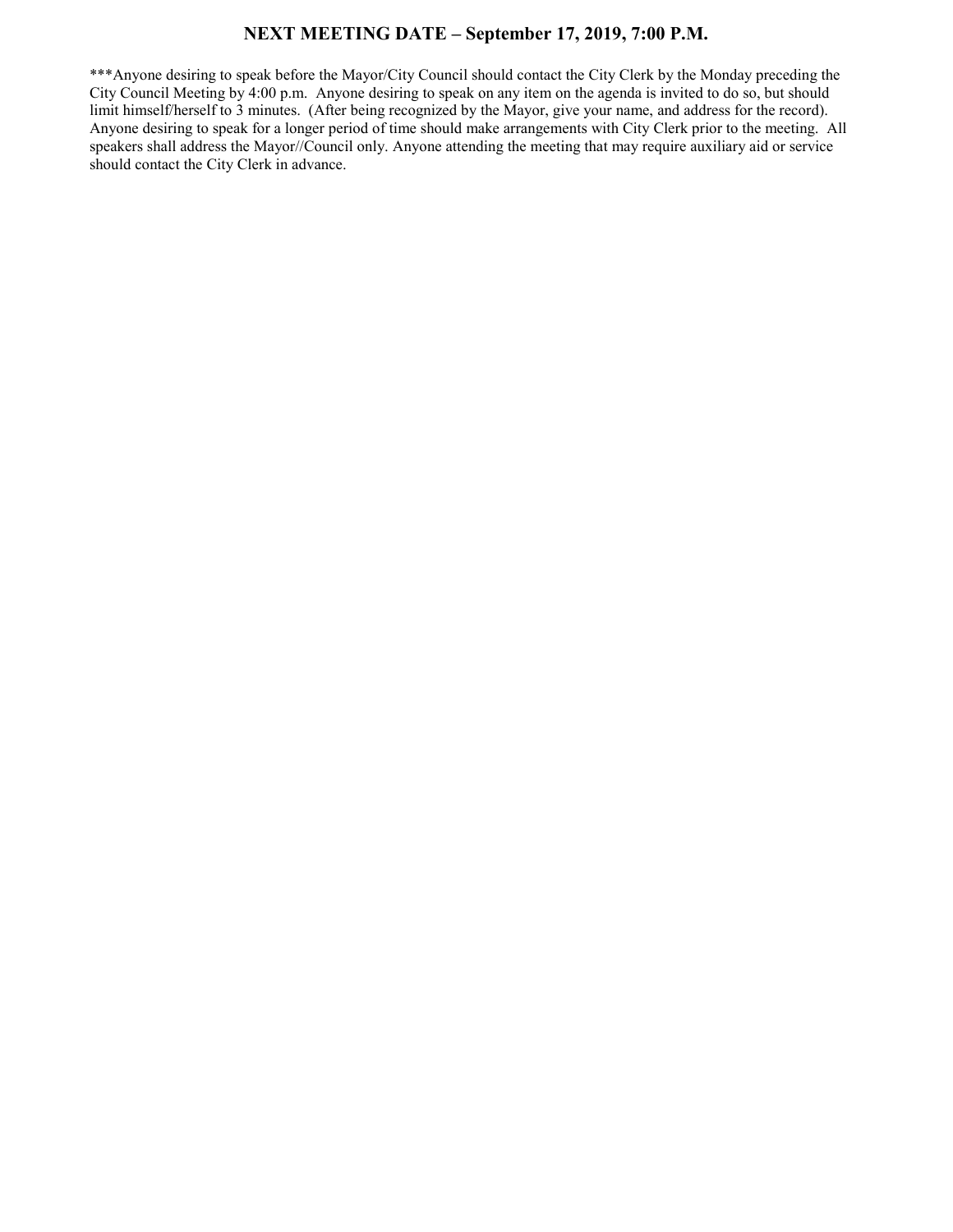## NEXT MEETING DATE – September 17, 2019, 7:00 P.M.

***Anyone desiring to speak before the Mayor/City Council should contact the City Clerk by the Monday preceding the City Council Meeting by 4:00 p.m. Anyone desiring to speak on any item on the agenda is invited to do so, but should limit himself/herself to 3 minutes. (After being recognized by the Mayor, give your name, and address for the record). Anyone desiring to speak for a longer period of time should make arrangements with City Clerk prior to the meeting. All speakers shall address the Mayor//Council only. Anyone attending the meeting that may require auxiliary aid or service should contact the City Clerk in advance.